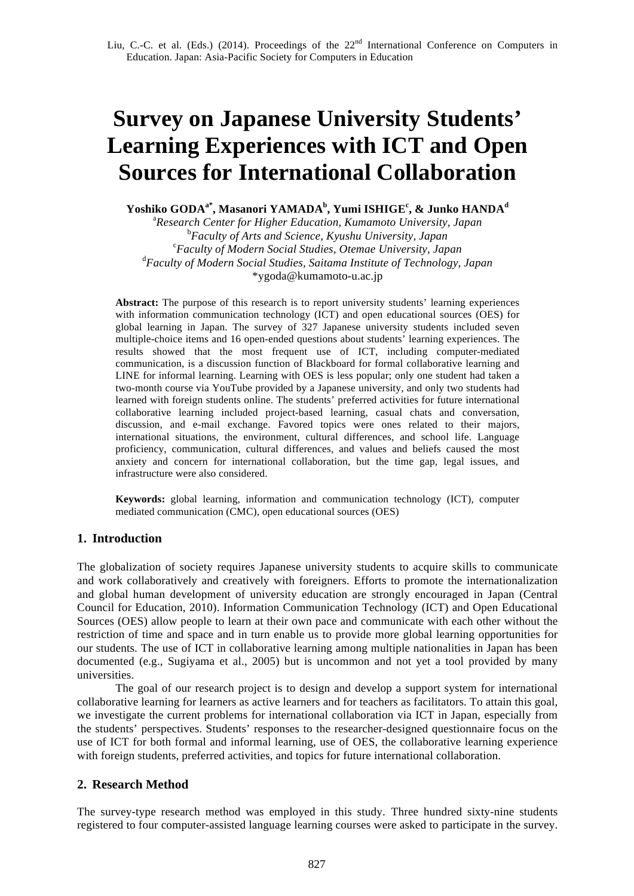# Survey on Japanese University Students' Learning Experiences with ICT and Open Sources for International Collaboration

**Yoshiko GODA[a*], Masanori YAMADA[b], Yumi ISHIGE[c], & Junko HANDA[d]**

[a]*Research Center for Higher Education, Kumamoto University, Japan*
[b]*Faculty of Arts and Science, Kyushu University, Japan*
[c]*Faculty of Modern Social Studies, Otemae University, Japan*
[d]*Faculty of Modern Social Studies, Saitama Institute of Technology, Japan*
*ygoda@kumamoto-u.ac.jp

**Abstract:** The purpose of this research is to report university students' learning experiences with information communication technology (ICT) and open educational sources (OES) for global learning in Japan. The survey of 327 Japanese university students included seven multiple-choice items and 16 open-ended questions about students' learning experiences. The results showed that the most frequent use of ICT, including computer-mediated communication, is a discussion function of Blackboard for formal collaborative learning and LINE for informal learning. Learning with OES is less popular; only one student had taken a two-month course via YouTube provided by a Japanese university, and only two students had learned with foreign students online. The students' preferred activities for future international collaborative learning included project-based learning, casual chats and conversation, discussion, and e-mail exchange. Favored topics were ones related to their majors, international situations, the environment, cultural differences, and school life. Language proficiency, communication, cultural differences, and values and beliefs caused the most anxiety and concern for international collaboration, but the time gap, legal issues, and infrastructure were also considered.

**Keywords:** global learning, information and communication technology (ICT), computer mediated communication (CMC), open educational sources (OES)

## 1. Introduction

The globalization of society requires Japanese university students to acquire skills to communicate and work collaboratively and creatively with foreigners. Efforts to promote the internationalization and global human development of university education are strongly encouraged in Japan (Central Council for Education, 2010). Information Communication Technology (ICT) and Open Educational Sources (OES) allow people to learn at their own pace and communicate with each other without the restriction of time and space and in turn enable us to provide more global learning opportunities for our students. The use of ICT in collaborative learning among multiple nationalities in Japan has been documented (e.g., Sugiyama et al., 2005) but is uncommon and not yet a tool provided by many universities.

The goal of our research project is to design and develop a support system for international collaborative learning for learners as active learners and for teachers as facilitators. To attain this goal, we investigate the current problems for international collaboration via ICT in Japan, especially from the students' perspectives. Students' responses to the researcher-designed questionnaire focus on the use of ICT for both formal and informal learning, use of OES, the collaborative learning experience with foreign students, preferred activities, and topics for future international collaboration.

## 2. Research Method

The survey-type research method was employed in this study. Three hundred sixty-nine students registered to four computer-assisted language learning courses were asked to participate in the survey.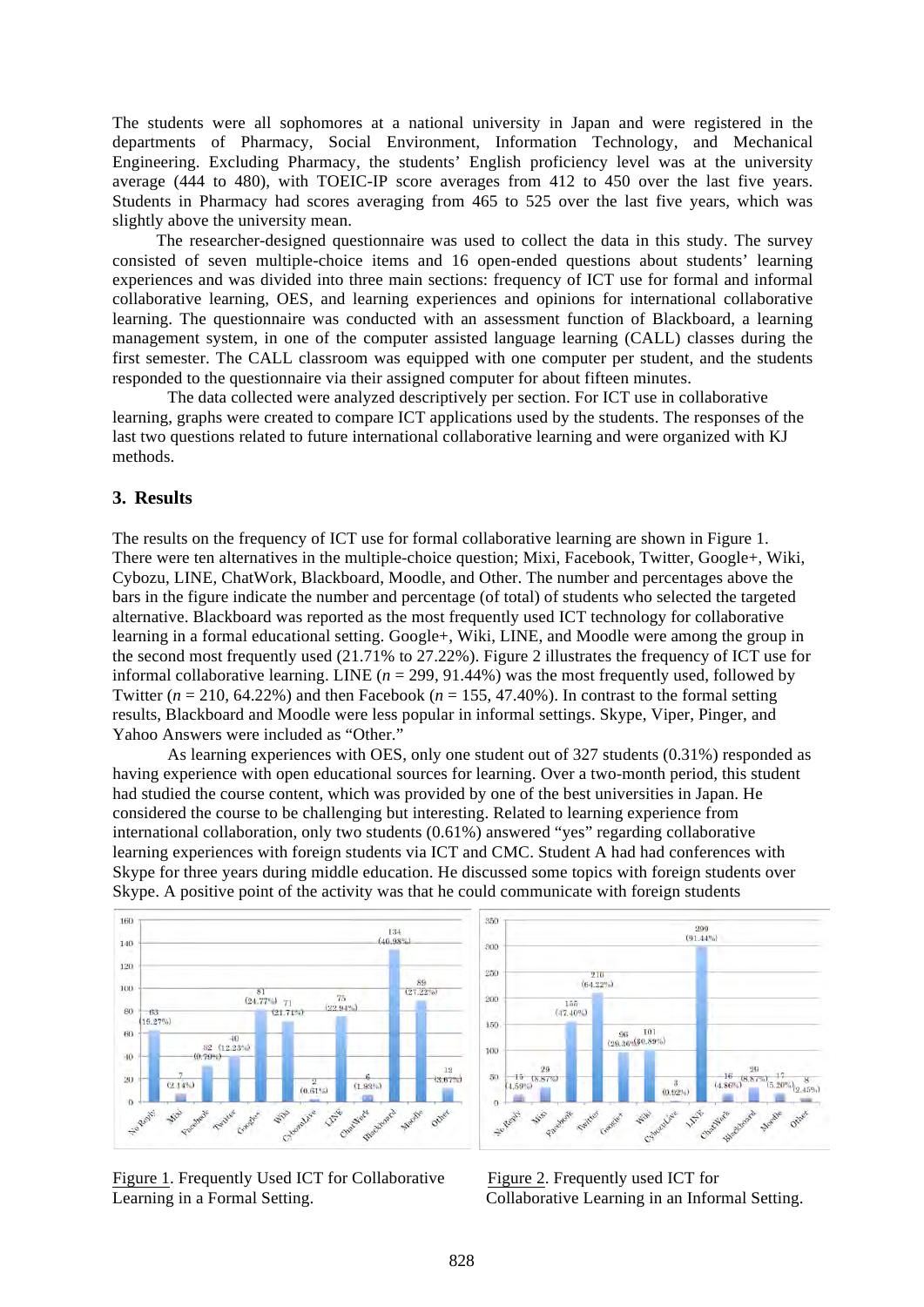The students were all sophomores at a national university in Japan and were registered in the departments of Pharmacy, Social Environment, Information Technology, and Mechanical Engineering. Excluding Pharmacy, the students' English proficiency level was at the university average (444 to 480), with TOEIC-IP score averages from 412 to 450 over the last five years. Students in Pharmacy had scores averaging from 465 to 525 over the last five years, which was slightly above the university mean.

The researcher-designed questionnaire was used to collect the data in this study. The survey consisted of seven multiple-choice items and 16 open-ended questions about students' learning experiences and was divided into three main sections: frequency of ICT use for formal and informal collaborative learning, OES, and learning experiences and opinions for international collaborative learning. The questionnaire was conducted with an assessment function of Blackboard, a learning management system, in one of the computer assisted language learning (CALL) classes during the first semester. The CALL classroom was equipped with one computer per student, and the students responded to the questionnaire via their assigned computer for about fifteen minutes.

The data collected were analyzed descriptively per section. For ICT use in collaborative learning, graphs were created to compare ICT applications used by the students. The responses of the last two questions related to future international collaborative learning and were organized with KJ methods.

## 3. Results

The results on the frequency of ICT use for formal collaborative learning are shown in Figure 1. There were ten alternatives in the multiple-choice question; Mixi, Facebook, Twitter, Google+, Wiki, Cybozu, LINE, ChatWork, Blackboard, Moodle, and Other. The number and percentages above the bars in the figure indicate the number and percentage (of total) of students who selected the targeted alternative. Blackboard was reported as the most frequently used ICT technology for collaborative learning in a formal educational setting. Google+, Wiki, LINE, and Moodle were among the group in the second most frequently used (21.71% to 27.22%). Figure 2 illustrates the frequency of ICT use for informal collaborative learning. LINE ($n$ = 299, 91.44%) was the most frequently used, followed by Twitter ($n$ = 210, 64.22%) and then Facebook ($n$ = 155, 47.40%). In contrast to the formal setting results, Blackboard and Moodle were less popular in informal settings. Skype, Viper, Pinger, and Yahoo Answers were included as "Other."

As learning experiences with OES, only one student out of 327 students (0.31%) responded as having experience with open educational sources for learning. Over a two-month period, this student had studied the course content, which was provided by one of the best universities in Japan. He considered the course to be challenging but interesting. Related to learning experience from international collaboration, only two students (0.61%) answered "yes" regarding collaborative learning experiences with foreign students via ICT and CMC. Student A had had conferences with Skype for three years during middle education. He discussed some topics with foreign students over Skype. A positive point of the activity was that he could communicate with foreign students

Figure 1. Frequently Used ICT for Collaborative Learning in a Formal Setting.

Figure 2. Frequently used ICT for Collaborative Learning in an Informal Setting.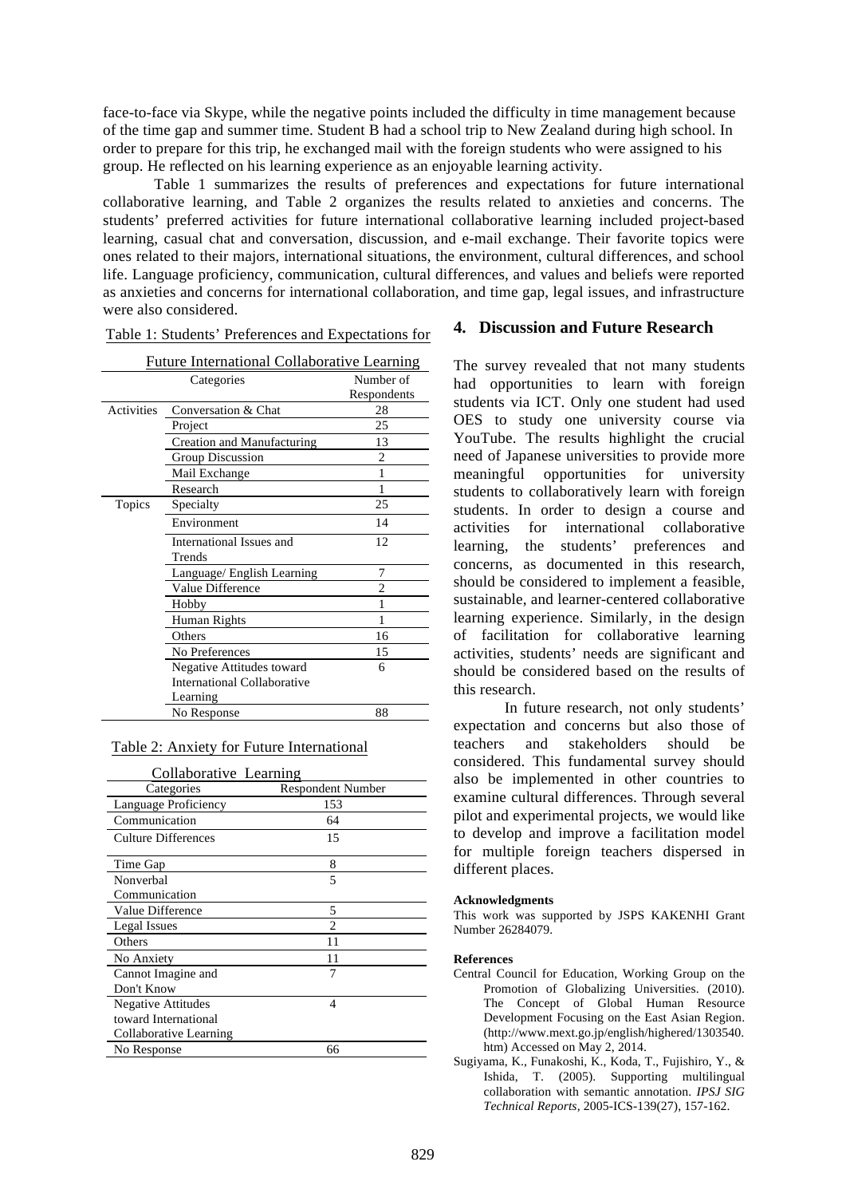face-to-face via Skype, while the negative points included the difficulty in time management because of the time gap and summer time. Student B had a school trip to New Zealand during high school. In order to prepare for this trip, he exchanged mail with the foreign students who were assigned to his group. He reflected on his learning experience as an enjoyable learning activity.

Table 1 summarizes the results of preferences and expectations for future international collaborative learning, and Table 2 organizes the results related to anxieties and concerns. The students' preferred activities for future international collaborative learning included project-based learning, casual chat and conversation, discussion, and e-mail exchange. Their favorite topics were ones related to their majors, international situations, the environment, cultural differences, and school life. Language proficiency, communication, cultural differences, and values and beliefs were reported as anxieties and concerns for international collaboration, and time gap, legal issues, and infrastructure were also considered.

Table 1: Students' Preferences and Expectations for Future International Collaborative Learning

| Categories | | Number of Respondents |
|---|---|---|
| Activities | Conversation & Chat | 28 |
| | Project | 25 |
| | Creation and Manufacturing | 13 |
| | Group Discussion | 2 |
| | Mail Exchange | 1 |
| | Research | 1 |
| Topics | Specialty | 25 |
| | Environment | 14 |
| | International Issues and Trends | 12 |
| | Language/ English Learning | 7 |
| | Value Difference | 2 |
| | Hobby | 1 |
| | Human Rights | 1 |
| | Others | 16 |
| | No Preferences | 15 |
| | Negative Attitudes toward International Collaborative Learning | 6 |
| | No Response | 88 |

Table 2: Anxiety for Future International Collaborative Learning

| Categories | Respondent Number |
|---|---|
| Language Proficiency | 153 |
| Communication | 64 |
| Culture Differences | 15 |
| Time Gap | 8 |
| Nonverbal Communication | 5 |
| Value Difference | 5 |
| Legal Issues | 2 |
| Others | 11 |
| No Anxiety | 11 |
| Cannot Imagine and Don't Know | 7 |
| Negative Attitudes toward International Collaborative Learning | 4 |
| No Response | 66 |

## 4. Discussion and Future Research

The survey revealed that not many students had opportunities to learn with foreign students via ICT. Only one student had used OES to study one university course via YouTube. The results highlight the crucial need of Japanese universities to provide more meaningful opportunities for university students to collaboratively learn with foreign students. In order to design a course and activities for international collaborative learning, the students' preferences and concerns, as documented in this research, should be considered to implement a feasible, sustainable, and learner-centered collaborative learning experience. Similarly, in the design of facilitation for collaborative learning activities, students' needs are significant and should be considered based on the results of this research.

In future research, not only students' expectation and concerns but also those of teachers and stakeholders should be considered. This fundamental survey should also be implemented in other countries to examine cultural differences. Through several pilot and experimental projects, we would like to develop and improve a facilitation model for multiple foreign teachers dispersed in different places.

**Acknowledgments**

This work was supported by JSPS KAKENHI Grant Number 26284079.

**References**

Central Council for Education, Working Group on the Promotion of Globalizing Universities. (2010). The Concept of Global Human Resource Development Focusing on the East Asian Region. (http://www.mext.go.jp/english/highered/1303540.htm) Accessed on May 2, 2014.

Sugiyama, K., Funakoshi, K., Koda, T., Fujishiro, Y., & Ishida, T. (2005). Supporting multilingual collaboration with semantic annotation. *IPSJ SIG Technical Reports*, 2005-ICS-139(27), 157-162.